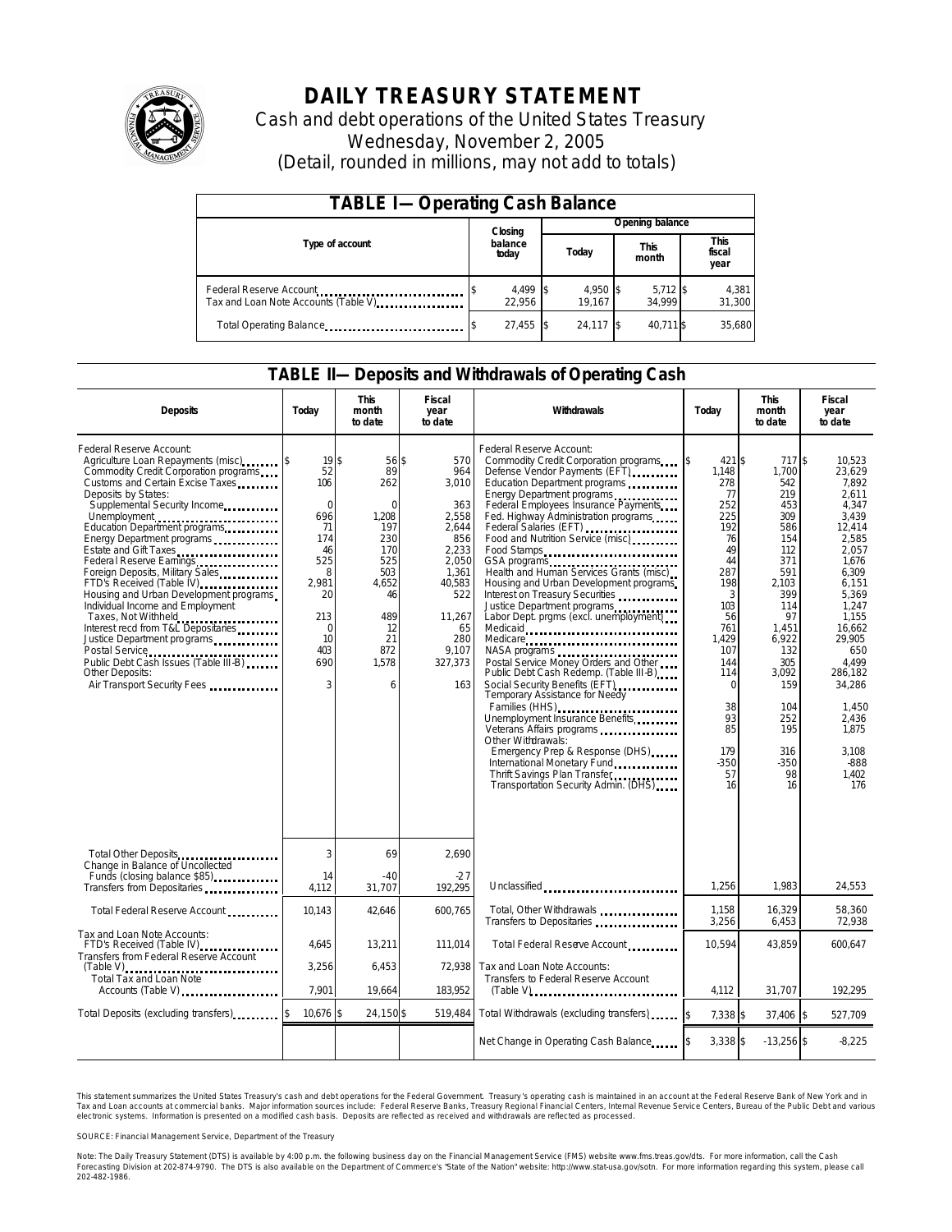# DAILY TREASURY STATEMENT

Cash and debt operations of the United States Treasury

Wednesday, November 2, 2005

(Detail, rounded in millions, may not add to totals)

| TABLE I—Operating Cash Balance | | | | |
|---|---|---|---|---|
| Type of account | Closing balance today | Opening balance | | |
| | | Today | This month | This fiscal year |
| Federal Reserve Account | $ 4,499 | $ 4,950 | $ 5,712 | $ 4,381 |
| Tax and Loan Note Accounts (Table V) | 22,956 | 19,167 | 34,999 | 31,300 |
| Total Operating Balance | $ 27,455 | $ 24,117 | $ 40,711 | $ 35,680 |

## TABLE II—Deposits and Withdrawals of Operating Cash

| Deposits | Today | This month to date | Fiscal year to date | Withdrawals | Today | This month to date | Fiscal year to date |
|---|---|---|---|---|---|---|---|
| Federal Reserve Account: | | | | Federal Reserve Account: | | | |
| Agriculture Loan Repayments (misc) | $ 19 | $ 56 | $ 570 | Commodity Credit Corporation programs | $ 421 | $ 717 | $ 10,523 |
| Commodity Credit Corporation programs | 52 | 89 | 964 | Defense Vendor Payments (EFT) | 1,148 | 1,700 | 23,629 |
| Customs and Certain Excise Taxes | 106 | 262 | 3,010 | Education Department programs | 278 | 542 | 7,892 |
| Deposits by States: | | | | Energy Department programs | 77 | 219 | 2,611 |
| Supplemental Security Income | 0 | 0 | 363 | Federal Employees Insurance Payments | 252 | 453 | 4,347 |
| Unemployment | 696 | 1,208 | 2,558 | Fed. Highway Administration programs | 225 | 309 | 3,439 |
| Education Department programs | 71 | 197 | 2,644 | Federal Salaries (EFT) | 192 | 586 | 12,414 |
| Energy Department programs | 174 | 230 | 856 | Food and Nutrition Service (misc) | 76 | 154 | 2,585 |
| Estate and Gift Taxes | 46 | 170 | 2,233 | Food Stamps | 49 | 112 | 2,057 |
| Federal Reserve Earnings | 525 | 525 | 2,050 | GSA programs | 44 | 371 | 1,676 |
| Foreign Deposits, Military Sales | 8 | 503 | 1,361 | Health and Human Services Grants (misc) | 287 | 591 | 6,309 |
| FTD's Received (Table IV) | 2,981 | 4,652 | 40,583 | Housing and Urban Development programs | 198 | 2,103 | 6,151 |
| Housing and Urban Development programs | 20 | 46 | 522 | Interest on Treasury Securities | 3 | 399 | 5,369 |
| Individual Income and Employment Taxes, Not Withheld | 213 | 489 | 11,267 | Justice Department programs | 103 | 114 | 1,247 |
| Interest recd from T&L Depositaries | 0 | 12 | 65 | Labor Dept. prgms (excl. unemployment) | 56 | 97 | 1,155 |
| Justice Department programs | 10 | 21 | 280 | Medicaid | 761 | 1,451 | 16,662 |
| Postal Service | 403 | 872 | 9,107 | Medicare | 1,429 | 6,922 | 29,905 |
| Public Debt Cash Issues (Table III-B) | 690 | 1,578 | 327,373 | NASA programs | 107 | 132 | 650 |
| Other Deposits: | | | | Postal Service Money Orders and Other | 144 | 305 | 4,499 |
| Air Transport Security Fees | 3 | 6 | 163 | Public Debt Cash Redemp. (Table III-B) | 114 | 3,092 | 286,182 |
| | | | | Social Security Benefits (EFT) | 0 | 159 | 34,286 |
| | | | | Temporary Assistance for Needy Families (HHS) | 38 | 104 | 1,450 |
| | | | | Unemployment Insurance Benefits | 93 | 252 | 2,436 |
| | | | | Veterans Affairs programs | 85 | 195 | 1,875 |
| | | | | Other Withdrawals: | | | |
| | | | | Emergency Prep & Response (DHS) | 179 | 316 | 3,108 |
| | | | | International Monetary Fund | -350 | -350 | -888 |
| | | | | Thrift Savings Plan Transfer | 57 | 98 | 1,402 |
| | | | | Transportation Security Admin. (DHS) | 16 | 16 | 176 |
| Total Other Deposits | 3 | 69 | 2,690 | | | | |
| Change in Balance of Uncollected Funds (closing balance $85) | 14 | -40 | -27 | | | | |
| Transfers from Depositaries | 4,112 | 31,707 | 192,295 | Unclassified | 1,256 | 1,983 | 24,553 |
| Total Federal Reserve Account | 10,143 | 42,646 | 600,765 | Total, Other Withdrawals | 1,158 | 16,329 | 58,360 |
| | | | | Transfers to Depositaries | 3,256 | 6,453 | 72,938 |
| Tax and Loan Note Accounts: | | | | Total Federal Reserve Account | 10,594 | 43,859 | 600,647 |
| FTD's Received (Table IV) | 4,645 | 13,211 | 111,014 | | | | |
| Transfers from Federal Reserve Account (Table V) | 3,256 | 6,453 | 72,938 | Tax and Loan Note Accounts: | | | |
| Total Tax and Loan Note Accounts (Table V) | 7,901 | 19,664 | 183,952 | Transfers to Federal Reserve Account (Table V) | 4,112 | 31,707 | 192,295 |
| Total Deposits (excluding transfers) | $ 10,676 | $ 24,150 | $ 519,484 | Total Withdrawals (excluding transfers) | $ 7,338 | $ 37,406 | $ 527,709 |
| | | | | Net Change in Operating Cash Balance | $ 3,338 | $ -13,256 | $ -8,225 |

This statement summarizes the United States Treasury's cash and debt operations for the Federal Government. Treasury's operating cash is maintained in an account at the Federal Reserve Bank of New York and in Tax and Loan accounts at commercial banks. Major information sources include: Federal Reserve Banks, Treasury Regional Financial Centers, Internal Revenue Service Centers, Bureau of the Public Debt and various electronic systems. Information is presented on a modified cash basis. Deposits are reflected as received and withdrawals are reflected as processed.

SOURCE: Financial Management Service, Department of the Treasury

Note: The Daily Treasury Statement (DTS) is available by 4:00 p.m. the following business day on the Financial Management Service (FMS) website www.fms.treas.gov/dts. For more information, call the Cash Forecasting Division at 202-874-9790. The DTS is also available on the Department of Commerce's "State of the Nation" website: http://www.stat-usa.gov/sotn. For more information regarding this system, please call 202-482-1986.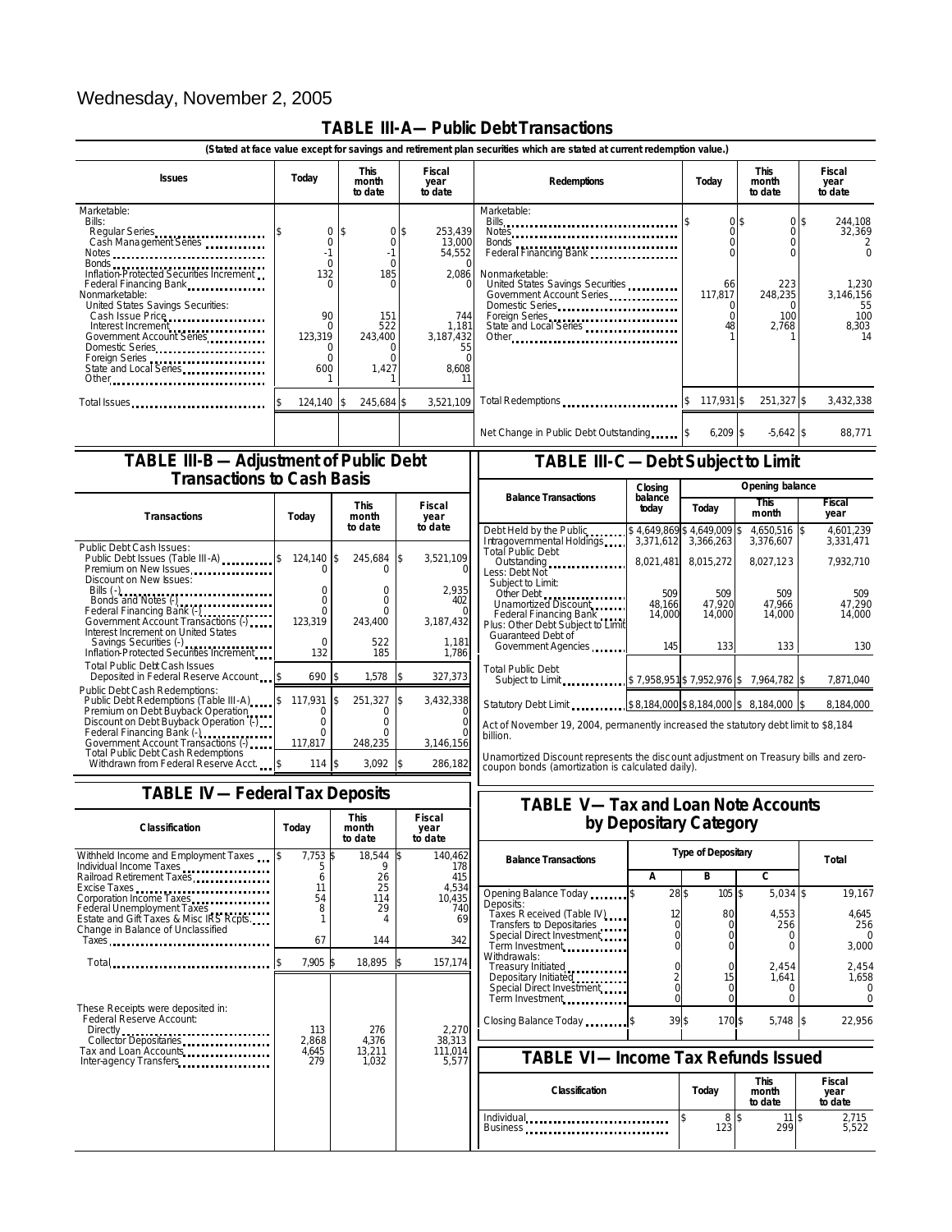Wednesday, November 2, 2005

## TABLE III-A — Public Debt Transactions

(Stated at face value except for savings and retirement plan securities which are stated at current redemption value.)

| Issues | Today | This month to date | Fiscal year to date | Redemptions | Today | This month to date | Fiscal year to date |
|---|---|---|---|---|---|---|---|
| Marketable: | | | | Marketable: | | | |
| Bills: | | | | Bills | $ 0 | $ 0 | $ 244,108 |
| Regular Series | $ 0 | $ 0 | $ 253,439 | Notes | 0 | 0 | 32,369 |
| Cash Management Series | 0 | 0 | 13,000 | Bonds | 0 | 0 | 2 |
| Notes | -1 | -1 | 54,552 | Federal Financing Bank | 0 | 0 | 0 |
| Bonds | 0 | 0 | 0 | | | | |
| Inflation-Protected Securities Increment | 132 | 185 | 2,086 | Nonmarketable: | | | |
| Federal Financing Bank | 0 | 0 | 0 | United States Savings Securities | 66 | 223 | 1,230 |
| Nonmarketable: | | | | Government Account Series | 117,817 | 248,235 | 3,146,156 |
| United States Savings Securities: | | | | Domestic Series | 0 | 0 | 55 |
| Cash Issue Price | 90 | 151 | 744 | Foreign Series | 0 | 100 | 100 |
| Interest Increment | 0 | 522 | 1,181 | State and Local Series | 48 | 2,768 | 8,303 |
| Government Account Series | 123,319 | 243,400 | 3,187,432 | Other | 1 | 1 | 14 |
| Domestic Series | 0 | 0 | 55 | | | | |
| Foreign Series | 0 | 0 | 0 | | | | |
| State and Local Series | 600 | 1,427 | 8,608 | | | | |
| Other | 1 | 1 | 11 | | | | |
| Total Issues | $ 124,140 | $ 245,684 | $ 3,521,109 | Total Redemptions | $ 117,931 | $ 251,327 | $ 3,432,338 |
| | | | | Net Change in Public Debt Outstanding | $ 6,209 | $ -5,642 | $ 88,771 |

## TABLE III-B — Adjustment of Public Debt Transactions to Cash Basis

| Transactions | Today | This month to date | Fiscal year to date |
|---|---|---|---|
| Public Debt Cash Issues: | | | |
| Public Debt Issues (Table III-A) | $ 124,140 | $ 245,684 | $ 3,521,109 |
| Premium on New Issues | 0 | 0 | 0 |
| Discount on New Issues: | | | |
| Bills (-) | 0 | 0 | 2,935 |
| Bonds and Notes (-) | 0 | 0 | 402 |
| Federal Financing Bank (-) | 0 | 0 | 0 |
| Government Account Transactions (-) | 123,319 | 243,400 | 3,187,432 |
| Interest Increment on United States Savings Securities (-) | 0 | 522 | 1,181 |
| Inflation-Protected Securities Increment | 132 | 185 | 1,786 |
| Total Public Debt Cash Issues Deposited in Federal Reserve Account | $ 690 | $ 1,578 | $ 327,373 |
| Public Debt Cash Redemptions: | | | |
| Public Debt Redemptions (Table III-A) | $ 117,931 | $ 251,327 | $ 3,432,338 |
| Premium on Debt Buyback Operation | 0 | 0 | 0 |
| Discount on Debt Buyback Operation (-) | 0 | 0 | 0 |
| Federal Financing Bank (-) | 0 | 0 | 0 |
| Government Account Transactions (-) | 117,817 | 248,235 | 3,146,156 |
| Total Public Debt Cash Redemptions Withdrawn from Federal Reserve Acct. | $ 114 | $ 3,092 | $ 286,182 |

## TABLE III-C — Debt Subject to Limit

| Balance Transactions | Closing balance today | Opening balance Today | Opening balance This month | Opening balance Fiscal year |
|---|---|---|---|---|
| Debt Held by the Public | $ 4,649,869 | $ 4,649,009 | $ 4,650,516 | $ 4,601,239 |
| Intragovernmental Holdings | 3,371,612 | 3,366,263 | 3,376,607 | 3,331,471 |
| Total Public Debt Outstanding | 8,021,481 | 8,015,272 | 8,027,123 | 7,932,710 |
| Less: Debt Not Subject to Limit: | | | | |
| Other Debt | 509 | 509 | 509 | 509 |
| Unamortized Discount | 48,166 | 47,920 | 47,966 | 47,290 |
| Federal Financing Bank | 14,000 | 14,000 | 14,000 | 14,000 |
| Plus: Other Debt Subject to Limit | | | | |
| Guaranteed Debt of Government Agencies | 145 | 133 | 133 | 130 |
| Total Public Debt Subject to Limit | $ 7,958,951 | $ 7,952,976 | $ 7,964,782 | $ 7,871,040 |
| Statutory Debt Limit | $ 8,184,000 | $ 8,184,000 | $ 8,184,000 | $ 8,184,000 |

Act of November 19, 2004, permanently increased the statutory debt limit to $8,184 billion.

Unamortized Discount represents the discount adjustment on Treasury bills and zero-coupon bonds (amortization is calculated daily).

## TABLE IV — Federal Tax Deposits

| Classification | Today | This month to date | Fiscal year to date |
|---|---|---|---|
| Withheld Income and Employment Taxes | $ 7,753 | $ 18,544 | $ 140,462 |
| Individual Income Taxes | 5 | 9 | 178 |
| Railroad Retirement Taxes | 6 | 26 | 415 |
| Excise Taxes | 11 | 25 | 4,534 |
| Corporation Income Taxes | 54 | 114 | 10,435 |
| Federal Unemployment Taxes | 8 | 29 | 740 |
| Estate and Gift Taxes & Misc IRS Rcpts. | 1 | 4 | 69 |
| Change in Balance of Unclassified Taxes | 67 | 144 | 342 |
| Total | $ 7,905 | $ 18,895 | $ 157,174 |
| These Receipts were deposited in: | | | |
| Federal Reserve Account: | | | |
| Directly | 113 | 276 | 2,270 |
| Collector Depositaries | 2,868 | 4,376 | 38,313 |
| Tax and Loan Accounts | 4,645 | 13,211 | 111,014 |
| Inter-agency Transfers | 279 | 1,032 | 5,577 |

## TABLE V — Tax and Loan Note Accounts by Depositary Category

| Balance Transactions | Type of Depositary A | B | C | Total |
|---|---|---|---|---|
| Opening Balance Today | $ 28 | $ 105 | $ 5,034 | $ 19,167 |
| Deposits: | | | | |
| Taxes Received (Table IV) | 12 | 80 | 4,553 | 4,645 |
| Transfers to Depositaries | 0 | 0 | 256 | 256 |
| Special Direct Investment | 0 | 0 | 0 | 0 |
| Term Investment | 0 | 0 | 0 | 3,000 |
| Withdrawals: | | | | |
| Treasury Initiated | 0 | 0 | 2,454 | 2,454 |
| Depositary Initiated | 2 | 15 | 1,641 | 1,658 |
| Special Direct Investment | 0 | 0 | 0 | 0 |
| Term Investment | 0 | 0 | 0 | 0 |
| Closing Balance Today | $ 39 | $ 170 | $ 5,748 | $ 22,956 |

## TABLE VI — Income Tax Refunds Issued

| Classification | Today | This month to date | Fiscal year to date |
|---|---|---|---|
| Individual | $ 8 | $ 11 | $ 2,715 |
| Business | 123 | 299 | 5,522 |